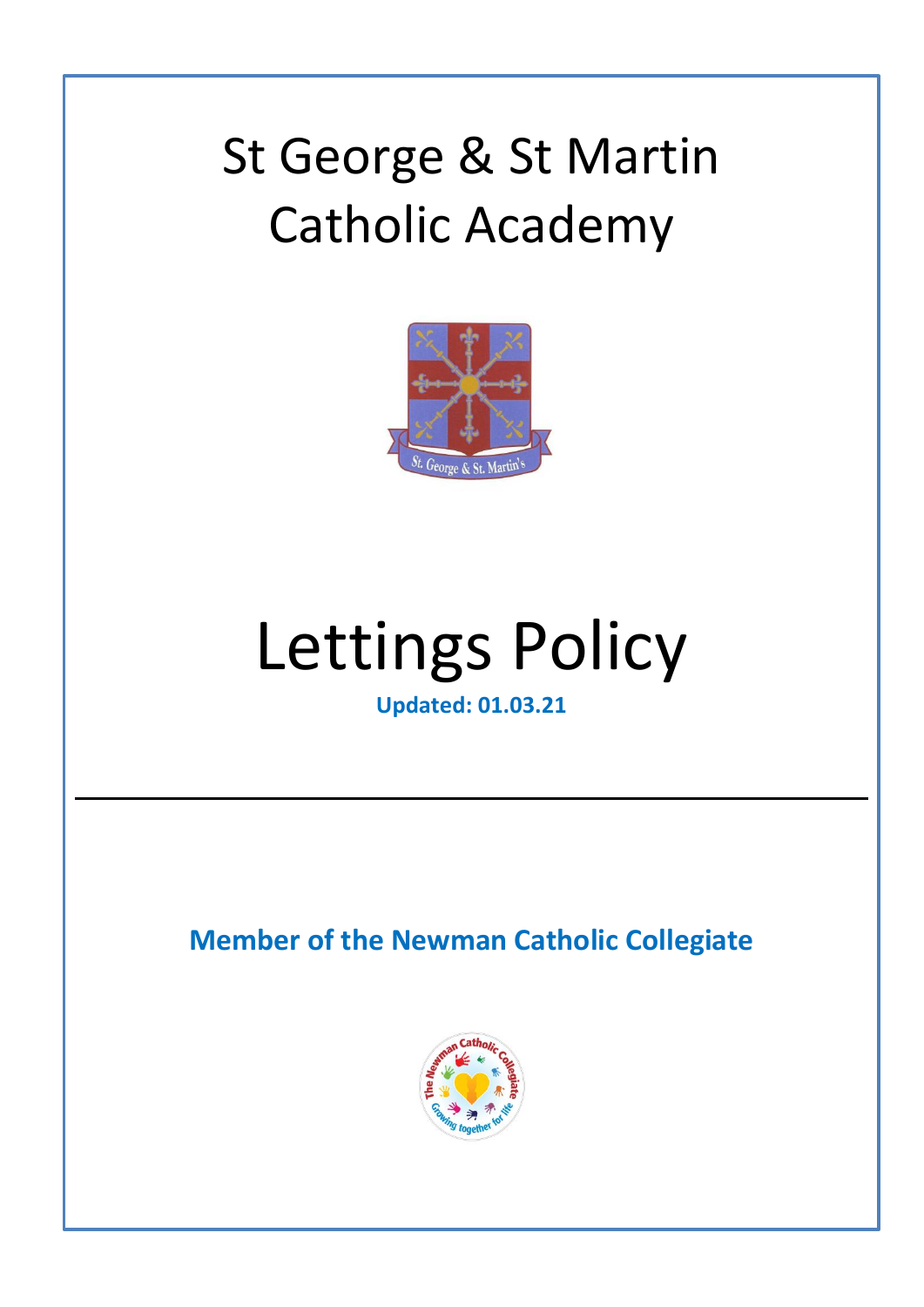# St George & St Martin Catholic Academy

# Lettings Policy

**Updated: 01.03.21**

---

**Member of the Newman Catholic Collegiate**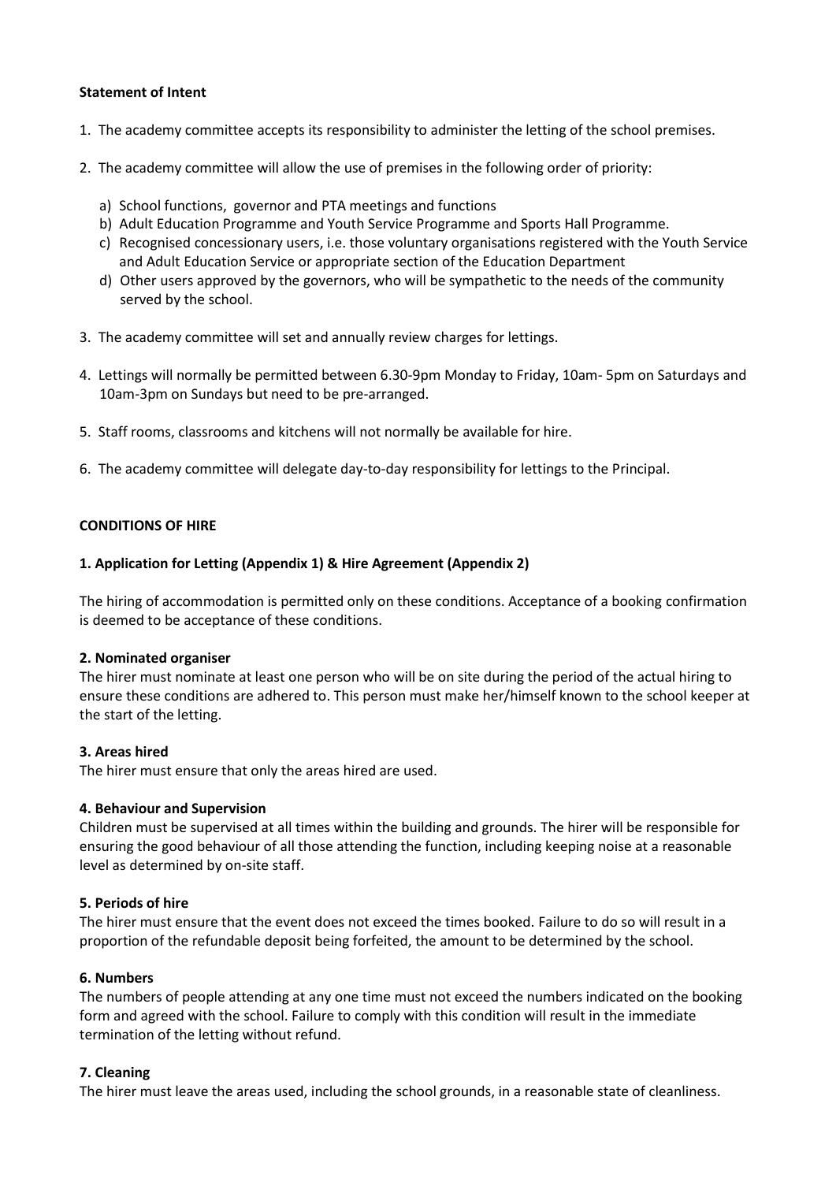**Statement of Intent**

1. The academy committee accepts its responsibility to administer the letting of the school premises.

2. The academy committee will allow the use of premises in the following order of priority:

   a) School functions, governor and PTA meetings and functions
   b) Adult Education Programme and Youth Service Programme and Sports Hall Programme.
   c) Recognised concessionary users, i.e. those voluntary organisations registered with the Youth Service and Adult Education Service or appropriate section of the Education Department
   d) Other users approved by the governors, who will be sympathetic to the needs of the community served by the school.

3. The academy committee will set and annually review charges for lettings.

4. Lettings will normally be permitted between 6.30-9pm Monday to Friday, 10am- 5pm on Saturdays and 10am-3pm on Sundays but need to be pre-arranged.

5. Staff rooms, classrooms and kitchens will not normally be available for hire.

6. The academy committee will delegate day-to-day responsibility for lettings to the Principal.

**CONDITIONS OF HIRE**

**1. Application for Letting (Appendix 1) & Hire Agreement (Appendix 2)**

The hiring of accommodation is permitted only on these conditions. Acceptance of a booking confirmation is deemed to be acceptance of these conditions.

**2. Nominated organiser**

The hirer must nominate at least one person who will be on site during the period of the actual hiring to ensure these conditions are adhered to. This person must make her/himself known to the school keeper at the start of the letting.

**3. Areas hired**

The hirer must ensure that only the areas hired are used.

**4. Behaviour and Supervision**

Children must be supervised at all times within the building and grounds. The hirer will be responsible for ensuring the good behaviour of all those attending the function, including keeping noise at a reasonable level as determined by on-site staff.

**5. Periods of hire**

The hirer must ensure that the event does not exceed the times booked. Failure to do so will result in a proportion of the refundable deposit being forfeited, the amount to be determined by the school.

**6. Numbers**

The numbers of people attending at any one time must not exceed the numbers indicated on the booking form and agreed with the school. Failure to comply with this condition will result in the immediate termination of the letting without refund.

**7. Cleaning**

The hirer must leave the areas used, including the school grounds, in a reasonable state of cleanliness.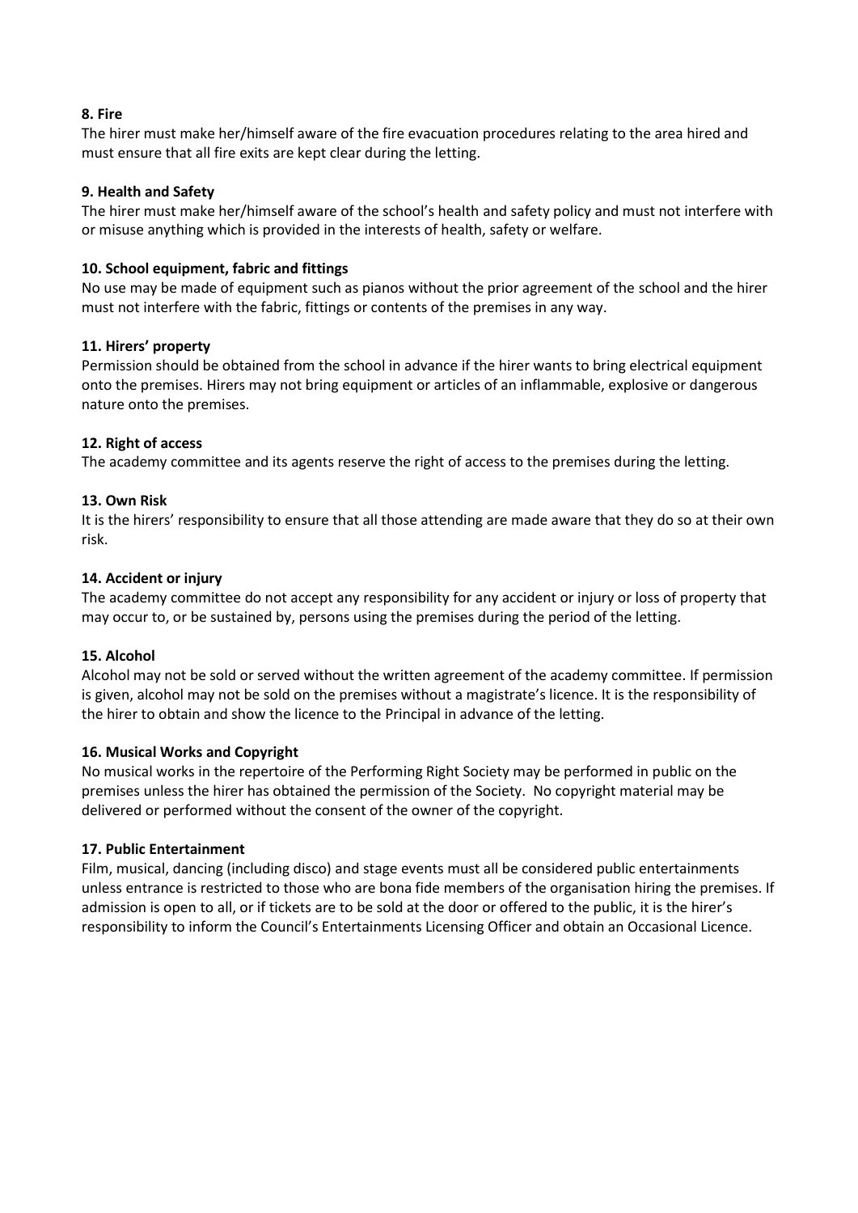**8. Fire**

The hirer must make her/himself aware of the fire evacuation procedures relating to the area hired and must ensure that all fire exits are kept clear during the letting.

**9. Health and Safety**

The hirer must make her/himself aware of the school's health and safety policy and must not interfere with or misuse anything which is provided in the interests of health, safety or welfare.

**10. School equipment, fabric and fittings**

No use may be made of equipment such as pianos without the prior agreement of the school and the hirer must not interfere with the fabric, fittings or contents of the premises in any way.

**11. Hirers' property**

Permission should be obtained from the school in advance if the hirer wants to bring electrical equipment onto the premises. Hirers may not bring equipment or articles of an inflammable, explosive or dangerous nature onto the premises.

**12. Right of access**

The academy committee and its agents reserve the right of access to the premises during the letting.

**13. Own Risk**

It is the hirers' responsibility to ensure that all those attending are made aware that they do so at their own risk.

**14. Accident or injury**

The academy committee do not accept any responsibility for any accident or injury or loss of property that may occur to, or be sustained by, persons using the premises during the period of the letting.

**15. Alcohol**

Alcohol may not be sold or served without the written agreement of the academy committee. If permission is given, alcohol may not be sold on the premises without a magistrate's licence. It is the responsibility of the hirer to obtain and show the licence to the Principal in advance of the letting.

**16. Musical Works and Copyright**

No musical works in the repertoire of the Performing Right Society may be performed in public on the premises unless the hirer has obtained the permission of the Society. No copyright material may be delivered or performed without the consent of the owner of the copyright.

**17. Public Entertainment**

Film, musical, dancing (including disco) and stage events must all be considered public entertainments unless entrance is restricted to those who are bona fide members of the organisation hiring the premises. If admission is open to all, or if tickets are to be sold at the door or offered to the public, it is the hirer's responsibility to inform the Council's Entertainments Licensing Officer and obtain an Occasional Licence.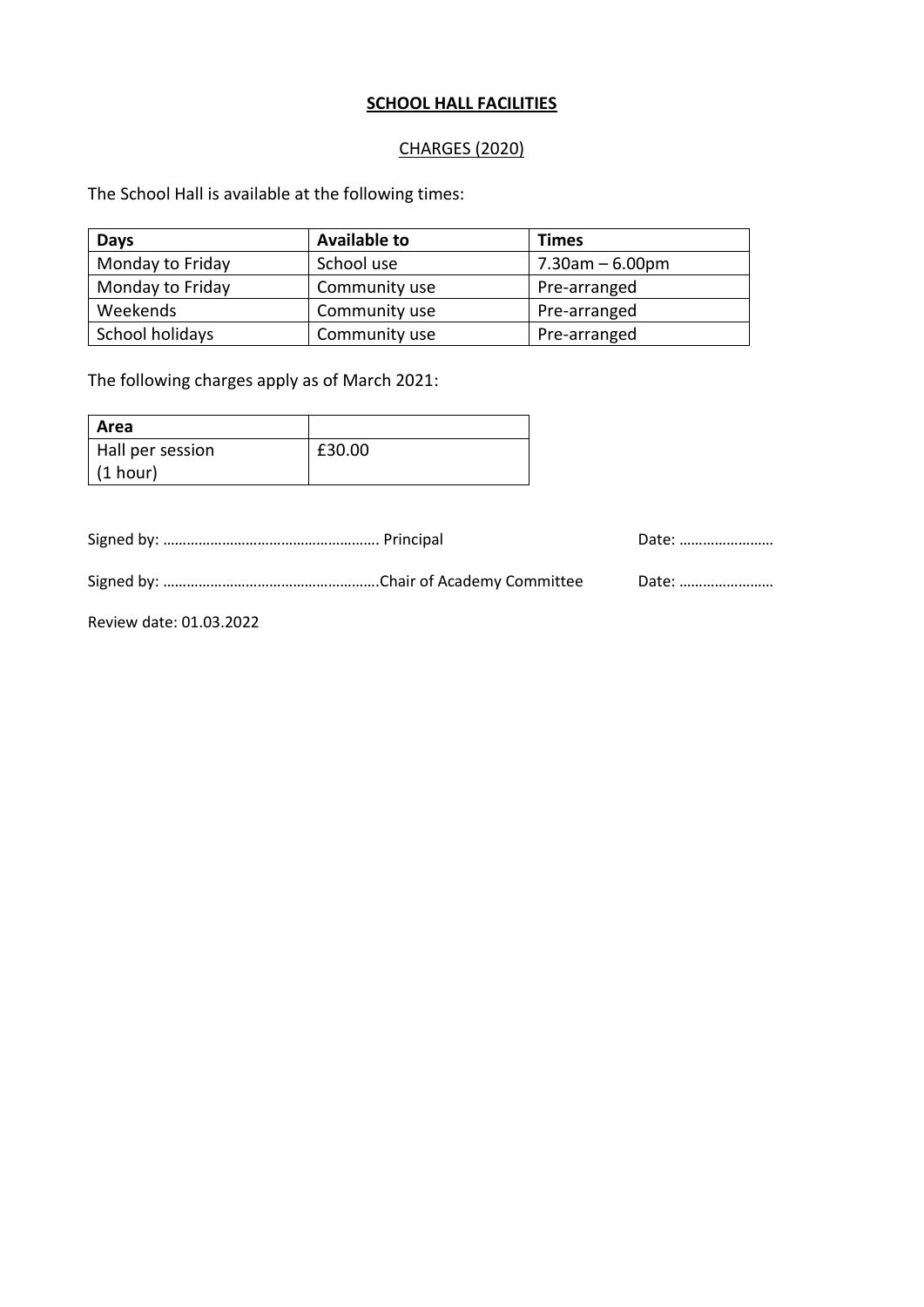## SCHOOL HALL FACILITIES

CHARGES (2020)

The School Hall is available at the following times:

| Days | Available to | Times |
|---|---|---|
| Monday to Friday | School use | 7.30am – 6.00pm |
| Monday to Friday | Community use | Pre-arranged |
| Weekends | Community use | Pre-arranged |
| School holidays | Community use | Pre-arranged |

The following charges apply as of March 2021:

| Area | |
|---|---|
| Hall per session (1 hour) | £30.00 |

Signed by: ……………………………………………… Principal Date: ……………………

Signed by: ………………………………………………Chair of Academy Committee Date: ……………………

Review date: 01.03.2022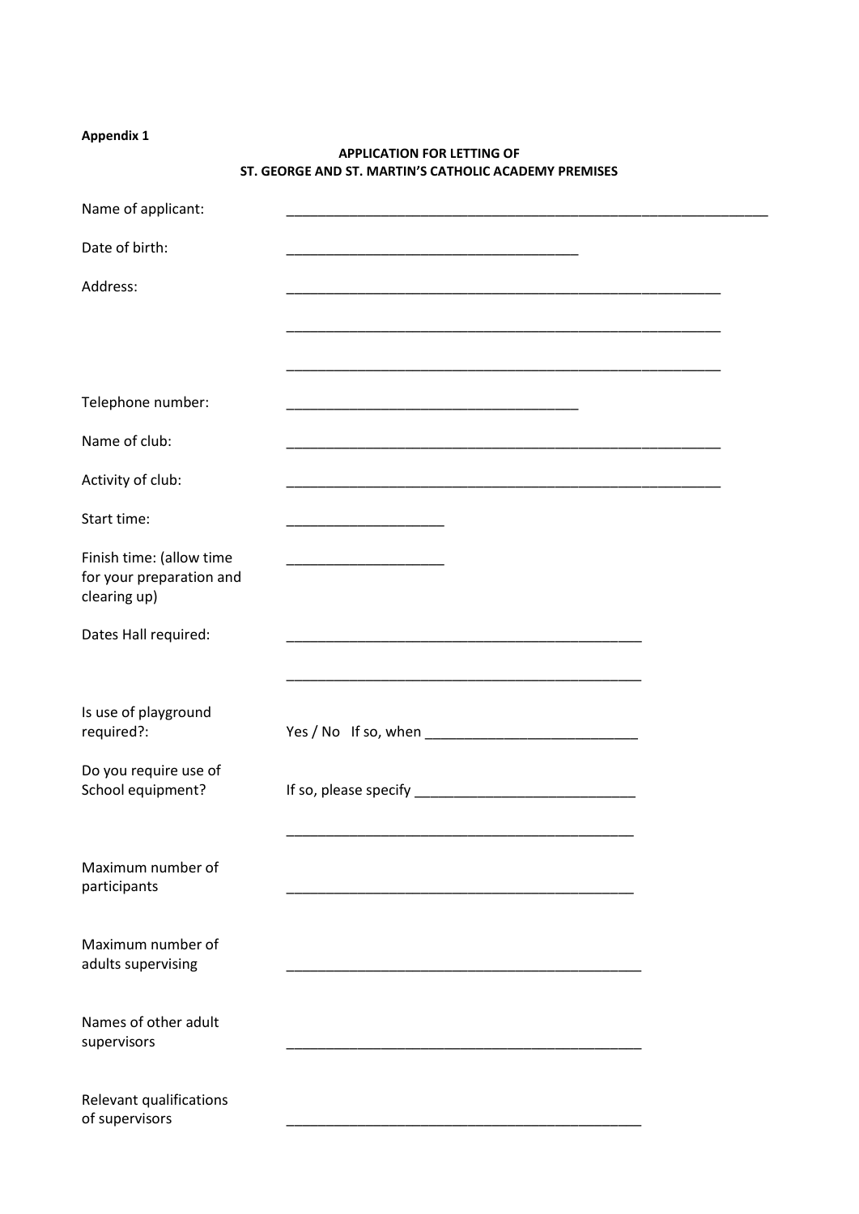**Appendix 1**

**APPLICATION FOR LETTING OF**
**ST. GEORGE AND ST. MARTIN'S CATHOLIC ACADEMY PREMISES**

Name of applicant: _______________________________________________________________

Date of birth: _______________________________________

Address: __________________________________________________________

__________________________________________________________

__________________________________________________________

Telephone number: _______________________________________

Name of club: __________________________________________________________

Activity of club: __________________________________________________________

Start time: _____________________

Finish time: (allow time for your preparation and clearing up) _____________________

Dates Hall required: _______________________________________________

_______________________________________________

Is use of playground required?: Yes / No If so, when ____________________________

Do you require use of School equipment? If so, please specify _____________________________

______________________________________________

Maximum number of participants ______________________________________________

Maximum number of adults supervising _______________________________________________

Names of other adult supervisors _______________________________________________

Relevant qualifications of supervisors _______________________________________________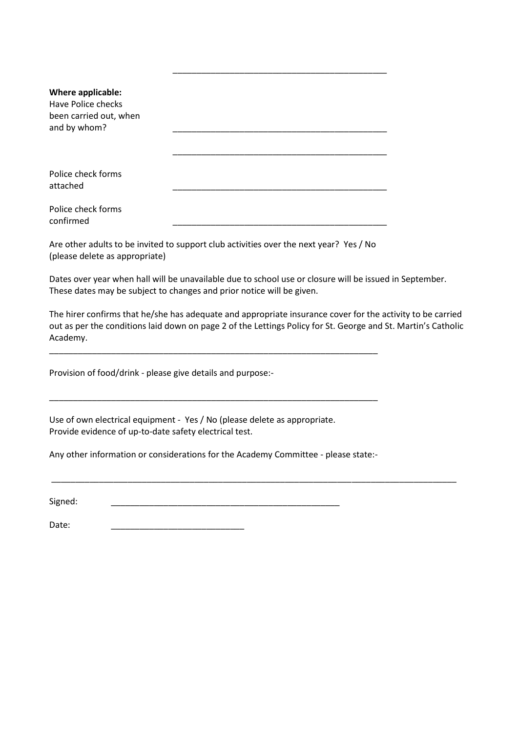\_\_\_\_\_\_\_\_\_\_\_\_\_\_\_\_\_\_\_\_\_\_\_\_\_\_\_\_\_\_\_\_\_\_\_\_\_\_\_\_\_\_\_\_\_\_

**Where applicable:**
Have Police checks been carried out, when and by whom? \_\_\_\_\_\_\_\_\_\_\_\_\_\_\_\_\_\_\_\_\_\_\_\_\_\_\_\_\_\_\_\_\_\_\_\_\_\_\_\_\_\_\_\_\_\_

\_\_\_\_\_\_\_\_\_\_\_\_\_\_\_\_\_\_\_\_\_\_\_\_\_\_\_\_\_\_\_\_\_\_\_\_\_\_\_\_\_\_\_\_\_\_

Police check forms attached \_\_\_\_\_\_\_\_\_\_\_\_\_\_\_\_\_\_\_\_\_\_\_\_\_\_\_\_\_\_\_\_\_\_\_\_\_\_\_\_\_\_\_\_\_\_

Police check forms confirmed \_\_\_\_\_\_\_\_\_\_\_\_\_\_\_\_\_\_\_\_\_\_\_\_\_\_\_\_\_\_\_\_\_\_\_\_\_\_\_\_\_\_\_\_\_\_

Are other adults to be invited to support club activities over the next year? Yes / No
(please delete as appropriate)

Dates over year when hall will be unavailable due to school use or closure will be issued in September. These dates may be subject to changes and prior notice will be given.

The hirer confirms that he/she has adequate and appropriate insurance cover for the activity to be carried out as per the conditions laid down on page 2 of the Lettings Policy for St. George and St. Martin's Catholic Academy.

\_\_\_\_\_\_\_\_\_\_\_\_\_\_\_\_\_\_\_\_\_\_\_\_\_\_\_\_\_\_\_\_\_\_\_\_\_\_\_\_\_\_\_\_\_\_\_\_\_\_\_\_\_\_\_\_\_\_\_\_\_\_\_\_\_\_\_\_\_\_

Provision of food/drink - please give details and purpose:-

\_\_\_\_\_\_\_\_\_\_\_\_\_\_\_\_\_\_\_\_\_\_\_\_\_\_\_\_\_\_\_\_\_\_\_\_\_\_\_\_\_\_\_\_\_\_\_\_\_\_\_\_\_\_\_\_\_\_\_\_\_\_\_\_\_\_\_\_\_\_

Use of own electrical equipment - Yes / No (please delete as appropriate.
Provide evidence of up-to-date safety electrical test.

Any other information or considerations for the Academy Committee - please state:-

\_\_\_\_\_\_\_\_\_\_\_\_\_\_\_\_\_\_\_\_\_\_\_\_\_\_\_\_\_\_\_\_\_\_\_\_\_\_\_\_\_\_\_\_\_\_\_\_\_\_\_\_\_\_\_\_\_\_\_\_\_\_\_\_\_\_\_\_\_\_\_\_\_\_\_\_\_\_\_\_\_\_\_\_\_\_

Signed: \_\_\_\_\_\_\_\_\_\_\_\_\_\_\_\_\_\_\_\_\_\_\_\_\_\_\_\_\_\_\_\_\_\_\_\_\_\_\_\_\_\_\_\_\_\_\_\_\_\_

Date: \_\_\_\_\_\_\_\_\_\_\_\_\_\_\_\_\_\_\_\_\_\_\_\_\_\_\_\_\_\_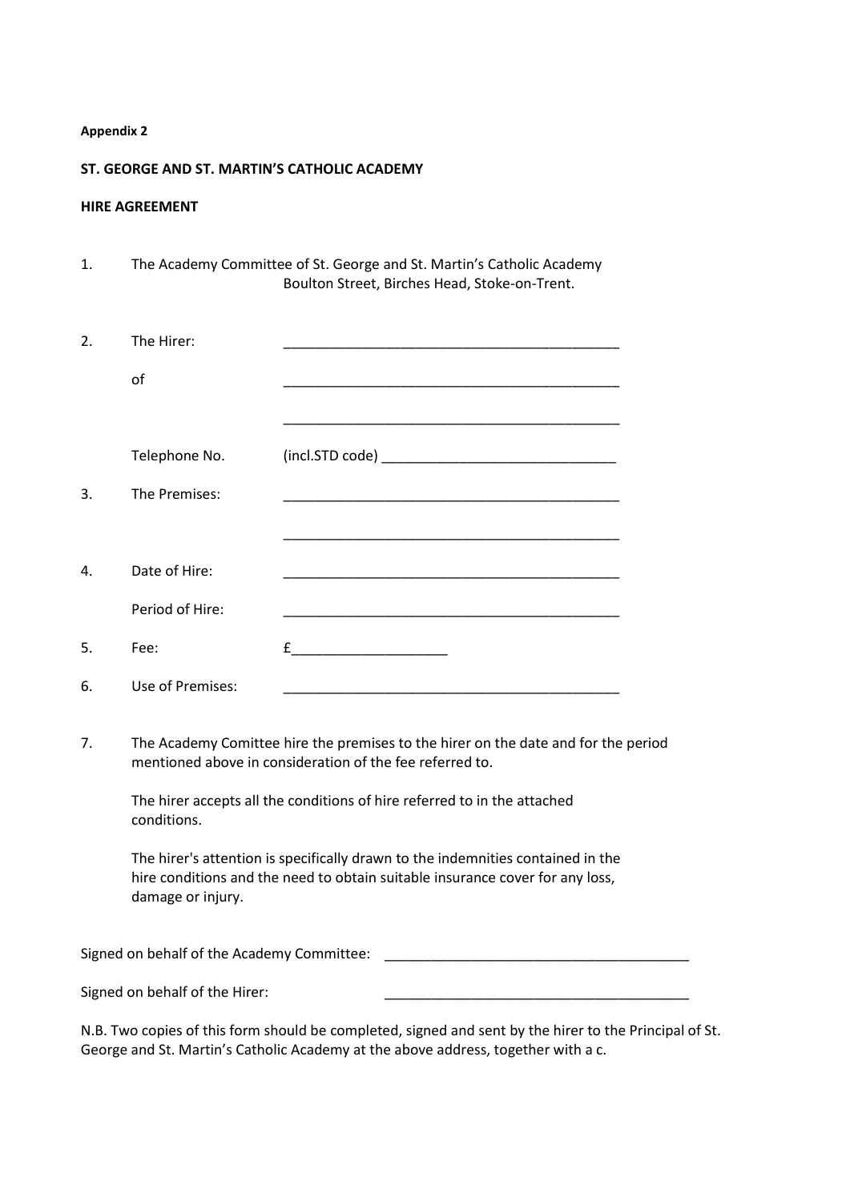**Appendix 2**

**ST. GEORGE AND ST. MARTIN'S CATHOLIC ACADEMY**

**HIRE AGREEMENT**

1. The Academy Committee of St. George and St. Martin's Catholic Academy
   Boulton Street, Birches Head, Stoke-on-Trent.

2. The Hirer: _____________________________________________

   of _____________________________________________

   _____________________________________________

   Telephone No. (incl.STD code) ______________________________

3. The Premises: _____________________________________________

   _____________________________________________

4. Date of Hire: _____________________________________________

   Period of Hire: _____________________________________________

5. Fee: £____________________

6. Use of Premises: _____________________________________________

7. The Academy Comittee hire the premises to the hirer on the date and for the period mentioned above in consideration of the fee referred to.

   The hirer accepts all the conditions of hire referred to in the attached conditions.

   The hirer's attention is specifically drawn to the indemnities contained in the hire conditions and the need to obtain suitable insurance cover for any loss, damage or injury.

Signed on behalf of the Academy Committee: ________________________________________

Signed on behalf of the Hirer: ________________________________________

N.B. Two copies of this form should be completed, signed and sent by the hirer to the Principal of St. George and St. Martin's Catholic Academy at the above address, together with a c.